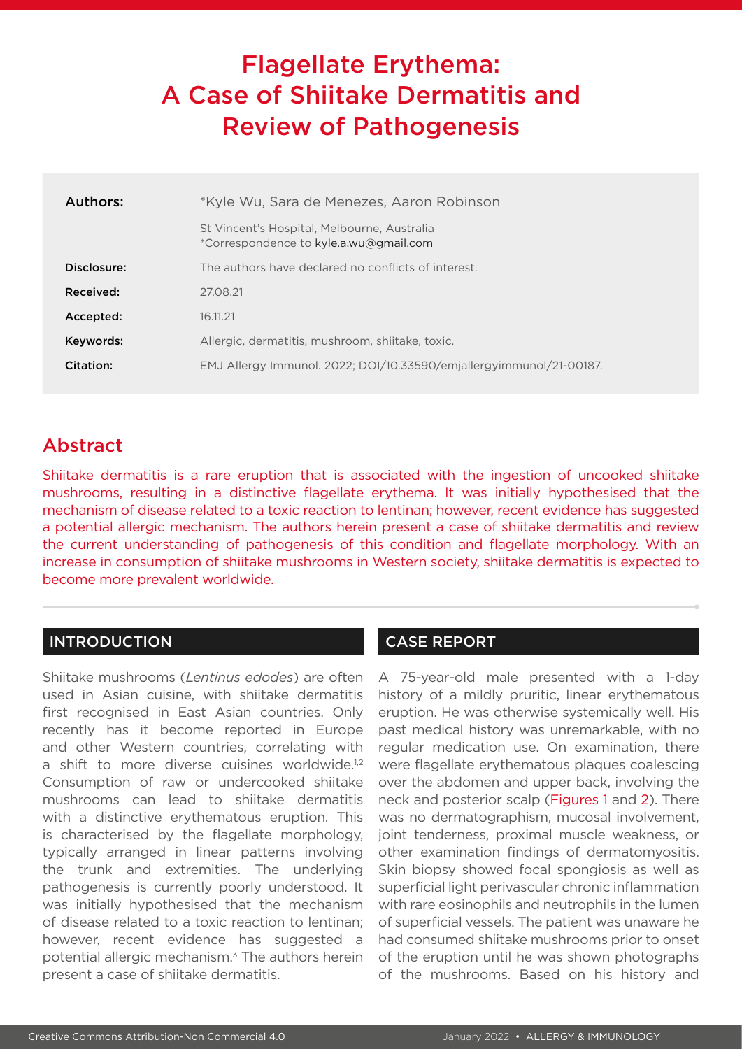# Flagellate Erythema: A Case of Shiitake Dermatitis and Review of Pathogenesis

| | |
|---|---|
| **Authors:** | *Kyle Wu, Sara de Menezes, Aaron Robinson |
| | St Vincent's Hospital, Melbourne, Australia<br>*Correspondence to kyle.a.wu@gmail.com |
| **Disclosure:** | The authors have declared no conflicts of interest. |
| **Received:** | 27.08.21 |
| **Accepted:** | 16.11.21 |
| **Keywords:** | Allergic, dermatitis, mushroom, shiitake, toxic. |
| **Citation:** | EMJ Allergy Immunol. 2022; DOI/10.33590/emjallergyimmunol/21-00187. |

## Abstract

Shiitake dermatitis is a rare eruption that is associated with the ingestion of uncooked shiitake mushrooms, resulting in a distinctive flagellate erythema. It was initially hypothesised that the mechanism of disease related to a toxic reaction to lentinan; however, recent evidence has suggested a potential allergic mechanism. The authors herein present a case of shiitake dermatitis and review the current understanding of pathogenesis of this condition and flagellate morphology. With an increase in consumption of shiitake mushrooms in Western society, shiitake dermatitis is expected to become more prevalent worldwide.

## INTRODUCTION

Shiitake mushrooms (*Lentinus edodes*) are often used in Asian cuisine, with shiitake dermatitis first recognised in East Asian countries. Only recently has it become reported in Europe and other Western countries, correlating with a shift to more diverse cuisines worldwide.[1,2] Consumption of raw or undercooked shiitake mushrooms can lead to shiitake dermatitis with a distinctive erythematous eruption. This is characterised by the flagellate morphology, typically arranged in linear patterns involving the trunk and extremities. The underlying pathogenesis is currently poorly understood. It was initially hypothesised that the mechanism of disease related to a toxic reaction to lentinan; however, recent evidence has suggested a potential allergic mechanism.[3] The authors herein present a case of shiitake dermatitis.

## CASE REPORT

A 75-year-old male presented with a 1-day history of a mildly pruritic, linear erythematous eruption. He was otherwise systemically well. His past medical history was unremarkable, with no regular medication use. On examination, there were flagellate erythematous plaques coalescing over the abdomen and upper back, involving the neck and posterior scalp (Figures 1 and 2). There was no dermatographism, mucosal involvement, joint tenderness, proximal muscle weakness, or other examination findings of dermatomyositis. Skin biopsy showed focal spongiosis as well as superficial light perivascular chronic inflammation with rare eosinophils and neutrophils in the lumen of superficial vessels. The patient was unaware he had consumed shiitake mushrooms prior to onset of the eruption until he was shown photographs of the mushrooms. Based on his history and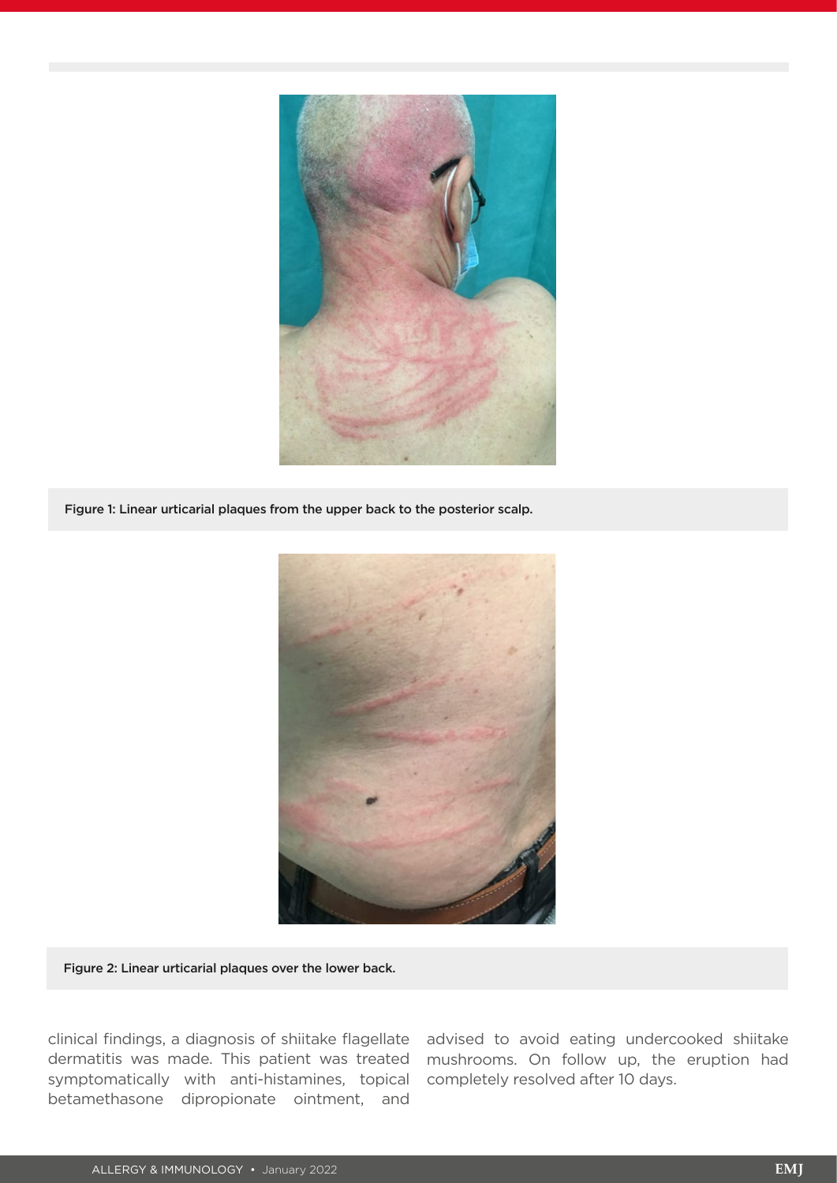Figure 1: Linear urticarial plaques from the upper back to the posterior scalp.

Figure 2: Linear urticarial plaques over the lower back.

clinical findings, a diagnosis of shiitake flagellate dermatitis was made. This patient was treated symptomatically with anti-histamines, topical betamethasone dipropionate ointment, and advised to avoid eating undercooked shiitake mushrooms. On follow up, the eruption had completely resolved after 10 days.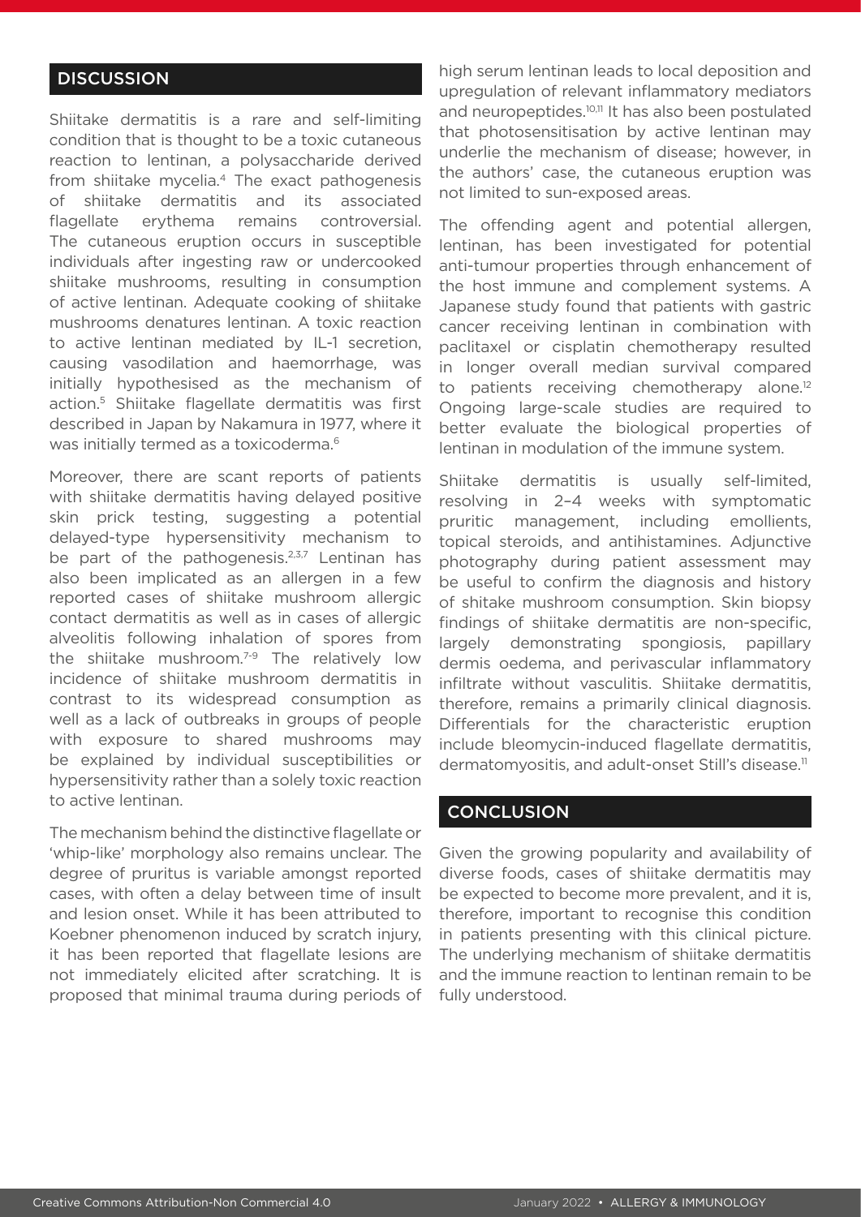## DISCUSSION

Shiitake dermatitis is a rare and self-limiting condition that is thought to be a toxic cutaneous reaction to lentinan, a polysaccharide derived from shiitake mycelia.[4] The exact pathogenesis of shiitake dermatitis and its associated flagellate erythema remains controversial. The cutaneous eruption occurs in susceptible individuals after ingesting raw or undercooked shiitake mushrooms, resulting in consumption of active lentinan. Adequate cooking of shiitake mushrooms denatures lentinan. A toxic reaction to active lentinan mediated by IL-1 secretion, causing vasodilation and haemorrhage, was initially hypothesised as the mechanism of action.[5] Shiitake flagellate dermatitis was first described in Japan by Nakamura in 1977, where it was initially termed as a toxicoderma.[6]

Moreover, there are scant reports of patients with shiitake dermatitis having delayed positive skin prick testing, suggesting a potential delayed-type hypersensitivity mechanism to be part of the pathogenesis.[2,3,7] Lentinan has also been implicated as an allergen in a few reported cases of shiitake mushroom allergic contact dermatitis as well as in cases of allergic alveolitis following inhalation of spores from the shiitake mushroom.[7-9] The relatively low incidence of shiitake mushroom dermatitis in contrast to its widespread consumption as well as a lack of outbreaks in groups of people with exposure to shared mushrooms may be explained by individual susceptibilities or hypersensitivity rather than a solely toxic reaction to active lentinan.

The mechanism behind the distinctive flagellate or 'whip-like' morphology also remains unclear. The degree of pruritus is variable amongst reported cases, with often a delay between time of insult and lesion onset. While it has been attributed to Koebner phenomenon induced by scratch injury, it has been reported that flagellate lesions are not immediately elicited after scratching. It is proposed that minimal trauma during periods of high serum lentinan leads to local deposition and upregulation of relevant inflammatory mediators and neuropeptides.[10,11] It has also been postulated that photosensitisation by active lentinan may underlie the mechanism of disease; however, in the authors' case, the cutaneous eruption was not limited to sun-exposed areas.

The offending agent and potential allergen, lentinan, has been investigated for potential anti-tumour properties through enhancement of the host immune and complement systems. A Japanese study found that patients with gastric cancer receiving lentinan in combination with paclitaxel or cisplatin chemotherapy resulted in longer overall median survival compared to patients receiving chemotherapy alone.[12] Ongoing large-scale studies are required to better evaluate the biological properties of lentinan in modulation of the immune system.

Shiitake dermatitis is usually self-limited, resolving in 2–4 weeks with symptomatic pruritic management, including emollients, topical steroids, and antihistamines. Adjunctive photography during patient assessment may be useful to confirm the diagnosis and history of shitake mushroom consumption. Skin biopsy findings of shiitake dermatitis are non-specific, largely demonstrating spongiosis, papillary dermis oedema, and perivascular inflammatory infiltrate without vasculitis. Shiitake dermatitis, therefore, remains a primarily clinical diagnosis. Differentials for the characteristic eruption include bleomycin-induced flagellate dermatitis, dermatomyositis, and adult-onset Still's disease.[11]

## CONCLUSION

Given the growing popularity and availability of diverse foods, cases of shiitake dermatitis may be expected to become more prevalent, and it is, therefore, important to recognise this condition in patients presenting with this clinical picture. The underlying mechanism of shiitake dermatitis and the immune reaction to lentinan remain to be fully understood.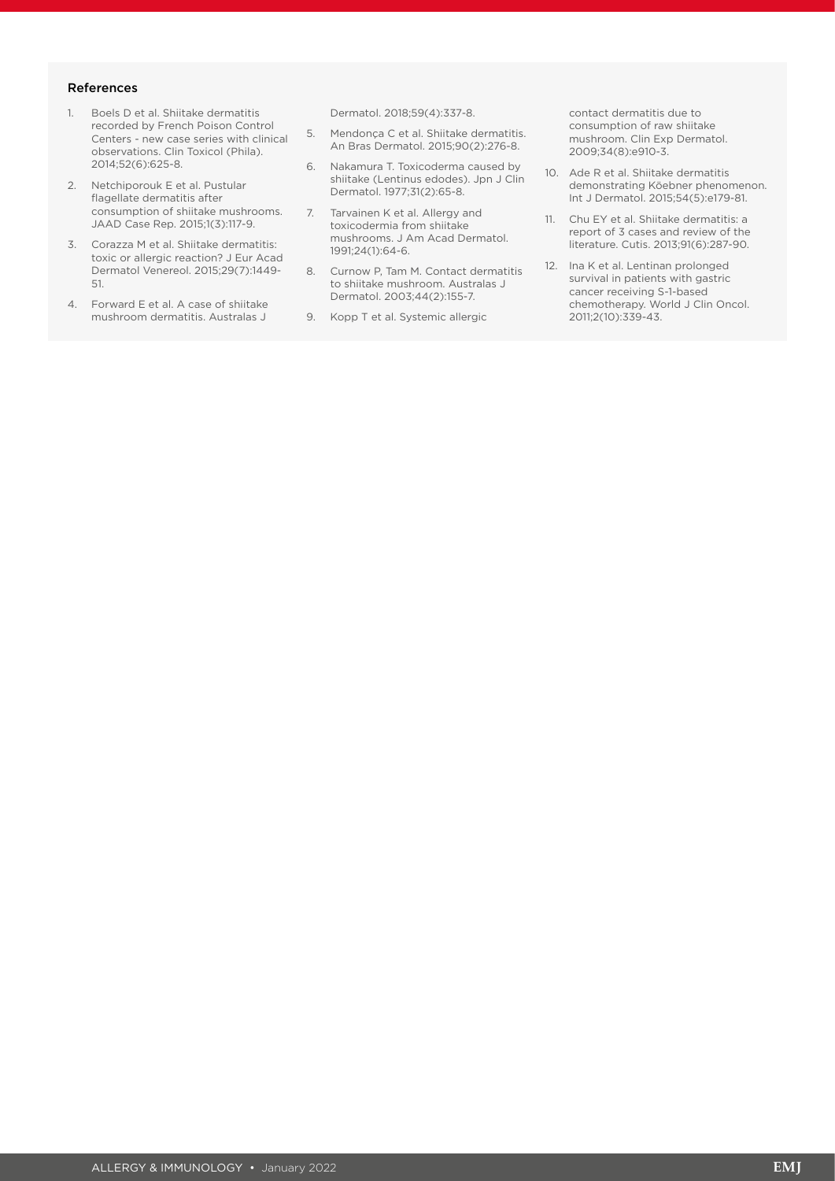## References

1. Boels D et al. Shiitake dermatitis recorded by French Poison Control Centers - new case series with clinical observations. Clin Toxicol (Phila). 2014;52(6):625-8.
2. Netchiporouk E et al. Pustular flagellate dermatitis after consumption of shiitake mushrooms. JAAD Case Rep. 2015;1(3):117-9.
3. Corazza M et al. Shiitake dermatitis: toxic or allergic reaction? J Eur Acad Dermatol Venereol. 2015;29(7):1449-51.
4. Forward E et al. A case of shiitake mushroom dermatitis. Australas J Dermatol. 2018;59(4):337-8.
5. Mendonça C et al. Shiitake dermatitis. An Bras Dermatol. 2015;90(2):276-8.
6. Nakamura T. Toxicoderma caused by shiitake (Lentinus edodes). Jpn J Clin Dermatol. 1977;31(2):65-8.
7. Tarvainen K et al. Allergy and toxicodermia from shiitake mushrooms. J Am Acad Dermatol. 1991;24(1):64-6.
8. Curnow P, Tam M. Contact dermatitis to shiitake mushroom. Australas J Dermatol. 2003;44(2):155-7.
9. Kopp T et al. Systemic allergic contact dermatitis due to consumption of raw shiitake mushroom. Clin Exp Dermatol. 2009;34(8):e910-3.
10. Ade R et al. Shiitake dermatitis demonstrating Köebner phenomenon. Int J Dermatol. 2015;54(5):e179-81.
11. Chu EY et al. Shiitake dermatitis: a report of 3 cases and review of the literature. Cutis. 2013;91(6):287-90.
12. Ina K et al. Lentinan prolonged survival in patients with gastric cancer receiving S-1-based chemotherapy. World J Clin Oncol. 2011;2(10):339-43.